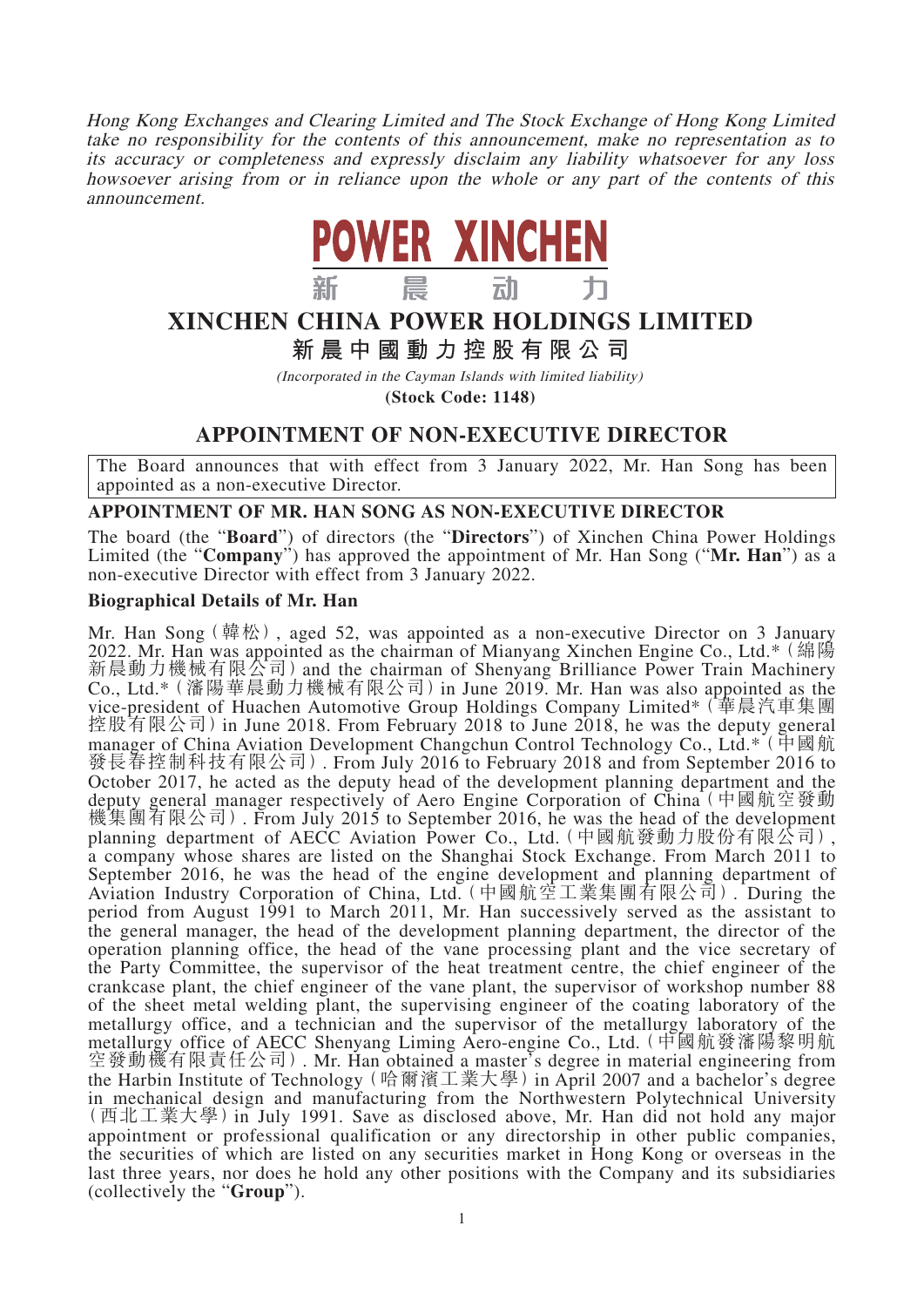*Hong Kong Exchanges and Clearing Limited and The Stock Exchange of Hong Kong Limited take no responsibility for the contents of this announcement, make no representation as to its accuracy or completeness and expressly disclaim any liability whatsoever for any loss howsoever arising from or in reliance upon the whole or any part of the contents of this announcement.*

**POWER XINCHEN**
**新　晨　动　力**

# XINCHEN CHINA POWER HOLDINGS LIMITED
# 新晨中國動力控股有限公司

*(Incorporated in the Cayman Islands with limited liability)*

**(Stock Code: 1148)**

## APPOINTMENT OF NON-EXECUTIVE DIRECTOR

The Board announces that with effect from 3 January 2022, Mr. Han Song has been appointed as a non-executive Director.

### APPOINTMENT OF MR. HAN SONG AS NON-EXECUTIVE DIRECTOR

The board (the "**Board**") of directors (the "**Directors**") of Xinchen China Power Holdings Limited (the "**Company**") has approved the appointment of Mr. Han Song ("**Mr. Han**") as a non-executive Director with effect from 3 January 2022.

### Biographical Details of Mr. Han

Mr. Han Song (韓松), aged 52, was appointed as a non-executive Director on 3 January 2022. Mr. Han was appointed as the chairman of Mianyang Xinchen Engine Co., Ltd.* (綿陽新晨動力機械有限公司) and the chairman of Shenyang Brilliance Power Train Machinery Co., Ltd.* (瀋陽華晨動力機械有限公司) in June 2019. Mr. Han was also appointed as the vice-president of Huachen Automotive Group Holdings Company Limited* (華晨汽車集團控股有限公司) in June 2018. From February 2018 to June 2018, he was the deputy general manager of China Aviation Development Changchun Control Technology Co., Ltd.* (中國航發長春控制科技有限公司). From July 2016 to February 2018 and from September 2016 to October 2017, he acted as the deputy head of the development planning department and the deputy general manager respectively of Aero Engine Corporation of China (中國航空發動機集團有限公司). From July 2015 to September 2016, he was the head of the development planning department of AECC Aviation Power Co., Ltd. (中國航發動力股份有限公司), a company whose shares are listed on the Shanghai Stock Exchange. From March 2011 to September 2016, he was the head of the engine development and planning department of Aviation Industry Corporation of China, Ltd. (中國航空工業集團有限公司). During the period from August 1991 to March 2011, Mr. Han successively served as the assistant to the general manager, the head of the development planning department, the director of the operation planning office, the head of the vane processing plant and the vice secretary of the Party Committee, the supervisor of the heat treatment centre, the chief engineer of the crankcase plant, the chief engineer of the vane plant, the supervisor of workshop number 88 of the sheet metal welding plant, the supervising engineer of the coating laboratory of the metallurgy office, and a technician and the supervisor of the metallurgy laboratory of the metallurgy office of AECC Shenyang Liming Aero-engine Co., Ltd. (中國航發瀋陽黎明航空發動機有限責任公司). Mr. Han obtained a master's degree in material engineering from the Harbin Institute of Technology (哈爾濱工業大學) in April 2007 and a bachelor's degree in mechanical design and manufacturing from the Northwestern Polytechnical University (西北工業大學) in July 1991. Save as disclosed above, Mr. Han did not hold any major appointment or professional qualification or any directorship in other public companies, the securities of which are listed on any securities market in Hong Kong or overseas in the last three years, nor does he hold any other positions with the Company and its subsidiaries (collectively the "**Group**").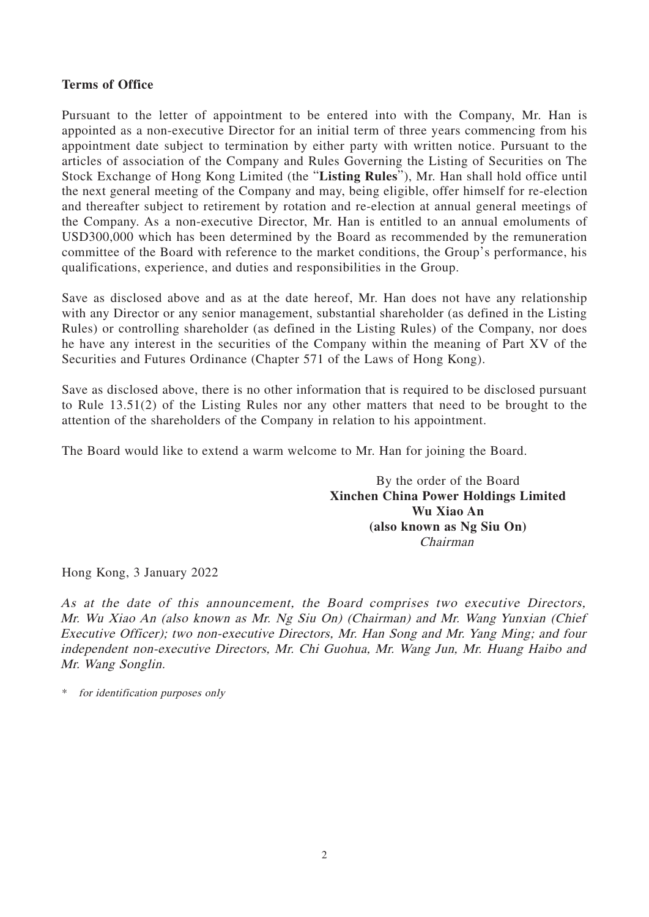**Terms of Office**

Pursuant to the letter of appointment to be entered into with the Company, Mr. Han is appointed as a non-executive Director for an initial term of three years commencing from his appointment date subject to termination by either party with written notice. Pursuant to the articles of association of the Company and Rules Governing the Listing of Securities on The Stock Exchange of Hong Kong Limited (the "**Listing Rules**"), Mr. Han shall hold office until the next general meeting of the Company and may, being eligible, offer himself for re-election and thereafter subject to retirement by rotation and re-election at annual general meetings of the Company. As a non-executive Director, Mr. Han is entitled to an annual emoluments of USD300,000 which has been determined by the Board as recommended by the remuneration committee of the Board with reference to the market conditions, the Group's performance, his qualifications, experience, and duties and responsibilities in the Group.

Save as disclosed above and as at the date hereof, Mr. Han does not have any relationship with any Director or any senior management, substantial shareholder (as defined in the Listing Rules) or controlling shareholder (as defined in the Listing Rules) of the Company, nor does he have any interest in the securities of the Company within the meaning of Part XV of the Securities and Futures Ordinance (Chapter 571 of the Laws of Hong Kong).

Save as disclosed above, there is no other information that is required to be disclosed pursuant to Rule 13.51(2) of the Listing Rules nor any other matters that need to be brought to the attention of the shareholders of the Company in relation to his appointment.

The Board would like to extend a warm welcome to Mr. Han for joining the Board.

By the order of the Board
**Xinchen China Power Holdings Limited**
**Wu Xiao An**
**(also known as Ng Siu On)**
*Chairman*

Hong Kong, 3 January 2022

*As at the date of this announcement, the Board comprises two executive Directors, Mr. Wu Xiao An (also known as Mr. Ng Siu On) (Chairman) and Mr. Wang Yunxian (Chief Executive Officer); two non-executive Directors, Mr. Han Song and Mr. Yang Ming; and four independent non-executive Directors, Mr. Chi Guohua, Mr. Wang Jun, Mr. Huang Haibo and Mr. Wang Songlin.*

\* *for identification purposes only*